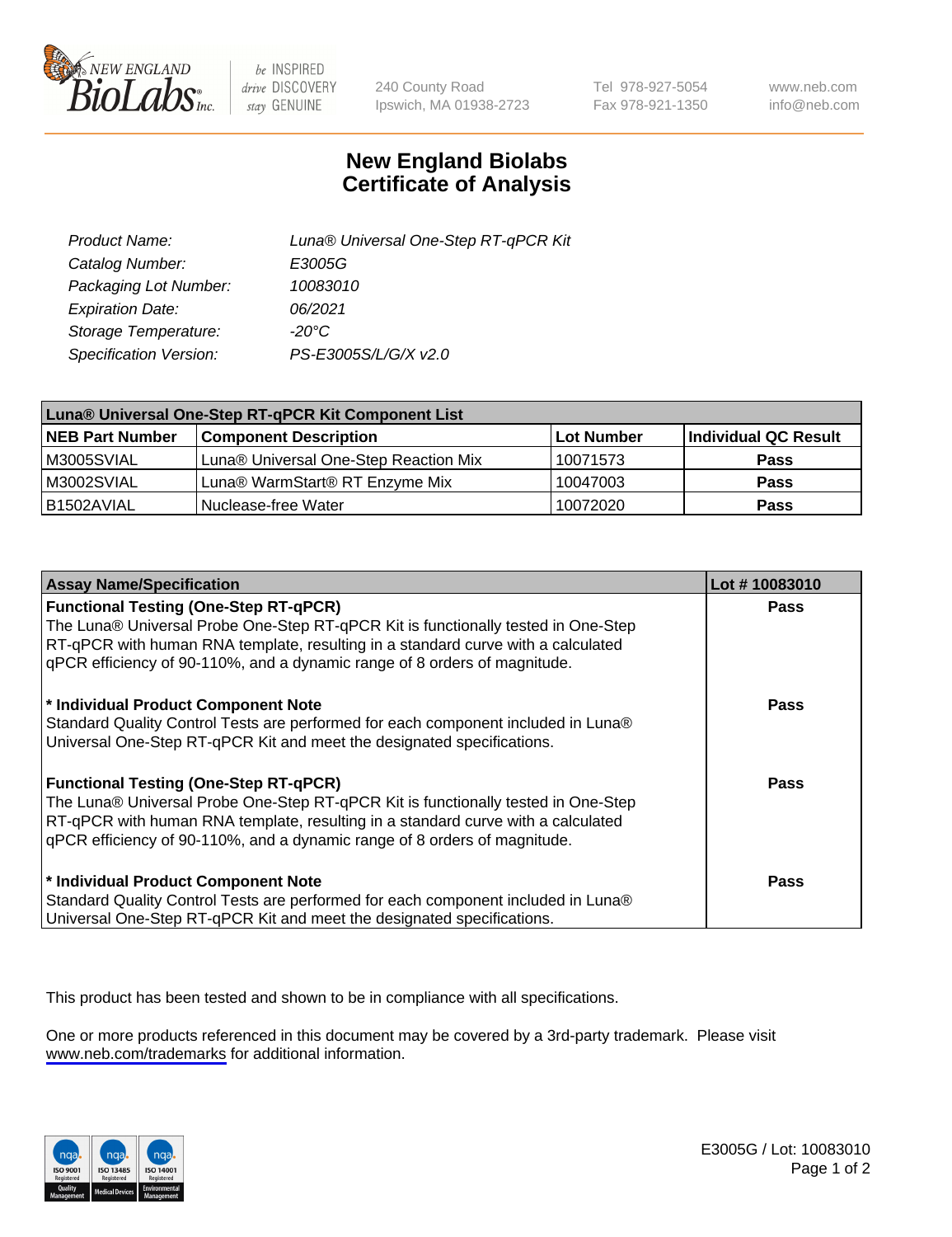New England BioLabs Inc. — be INSPIRED drive DISCOVERY stay GENUINE

240 County Road
Ipswich, MA 01938-2723

Tel 978-927-5054
Fax 978-921-1350

www.neb.com
info@neb.com

# New England Biolabs Certificate of Analysis

| | |
|---|---|
| *Product Name:* | *Luna® Universal One-Step RT-qPCR Kit* |
| *Catalog Number:* | *E3005G* |
| *Packaging Lot Number:* | *10083010* |
| *Expiration Date:* | *06/2021* |
| *Storage Temperature:* | *-20°C* |
| *Specification Version:* | *PS-E3005S/L/G/X v2.0* |

| **Luna® Universal One-Step RT-qPCR Kit Component List** | | | |
|---|---|---|---|
| **NEB Part Number** | **Component Description** | **Lot Number** | **Individual QC Result** |
| M3005SVIAL | Luna® Universal One-Step Reaction Mix | 10071573 | **Pass** |
| M3002SVIAL | Luna® WarmStart® RT Enzyme Mix | 10047003 | **Pass** |
| B1502AVIAL | Nuclease-free Water | 10072020 | **Pass** |

| **Assay Name/Specification** | **Lot # 10083010** |
|---|---|
| **Functional Testing (One-Step RT-qPCR)** The Luna® Universal Probe One-Step RT-qPCR Kit is functionally tested in One-Step RT-qPCR with human RNA template, resulting in a standard curve with a calculated qPCR efficiency of 90-110%, and a dynamic range of 8 orders of magnitude. | **Pass** |
| **\* Individual Product Component Note** Standard Quality Control Tests are performed for each component included in Luna® Universal One-Step RT-qPCR Kit and meet the designated specifications. | **Pass** |
| **Functional Testing (One-Step RT-qPCR)** The Luna® Universal Probe One-Step RT-qPCR Kit is functionally tested in One-Step RT-qPCR with human RNA template, resulting in a standard curve with a calculated qPCR efficiency of 90-110%, and a dynamic range of 8 orders of magnitude. | **Pass** |
| **\* Individual Product Component Note** Standard Quality Control Tests are performed for each component included in Luna® Universal One-Step RT-qPCR Kit and meet the designated specifications. | **Pass** |

This product has been tested and shown to be in compliance with all specifications.

One or more products referenced in this document may be covered by a 3rd-party trademark. Please visit www.neb.com/trademarks for additional information.

E3005G / Lot: 10083010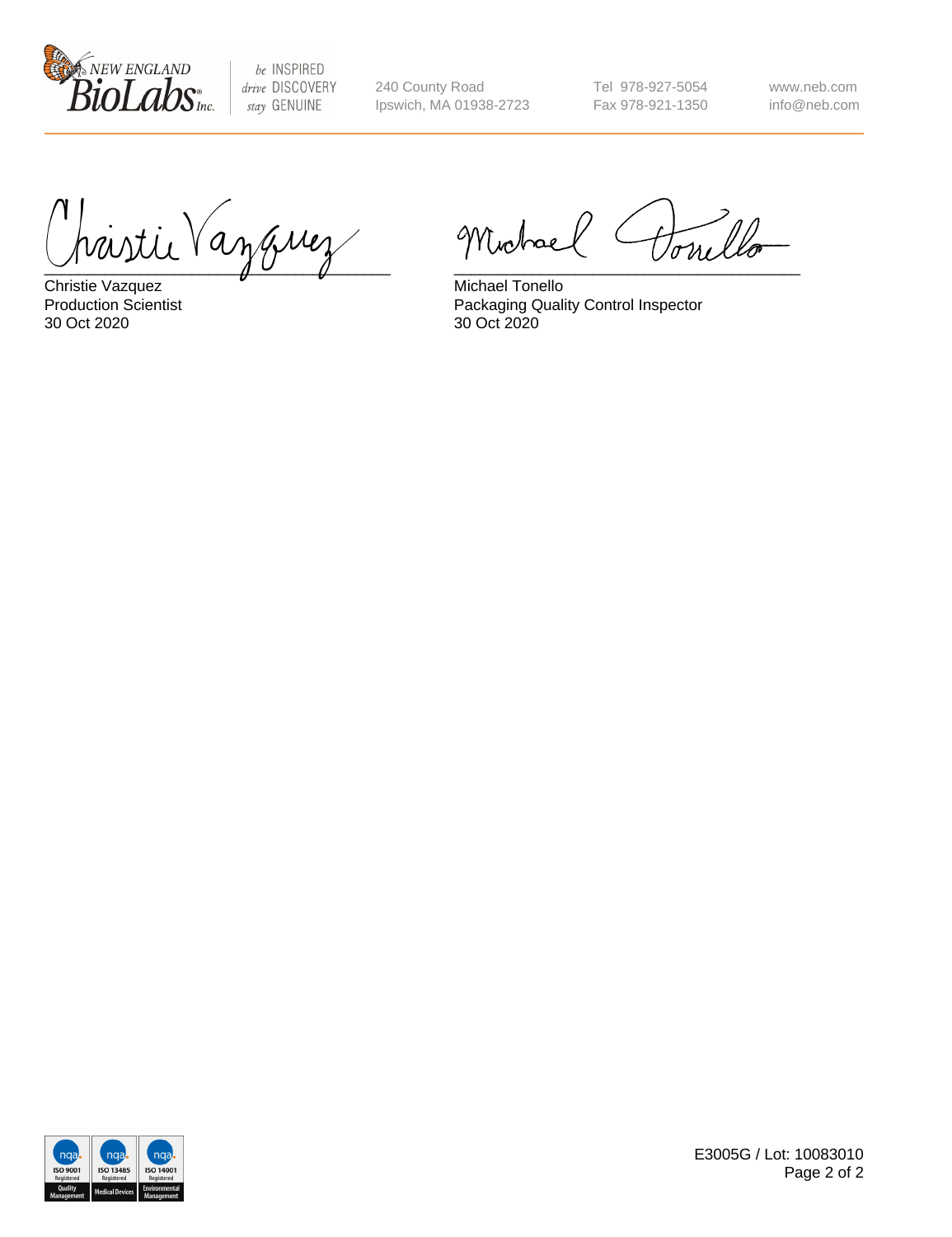Christie Vazquez
Production Scientist
30 Oct 2020

Michael Tonello
Packaging Quality Control Inspector
30 Oct 2020

E3005G / Lot: 10083010